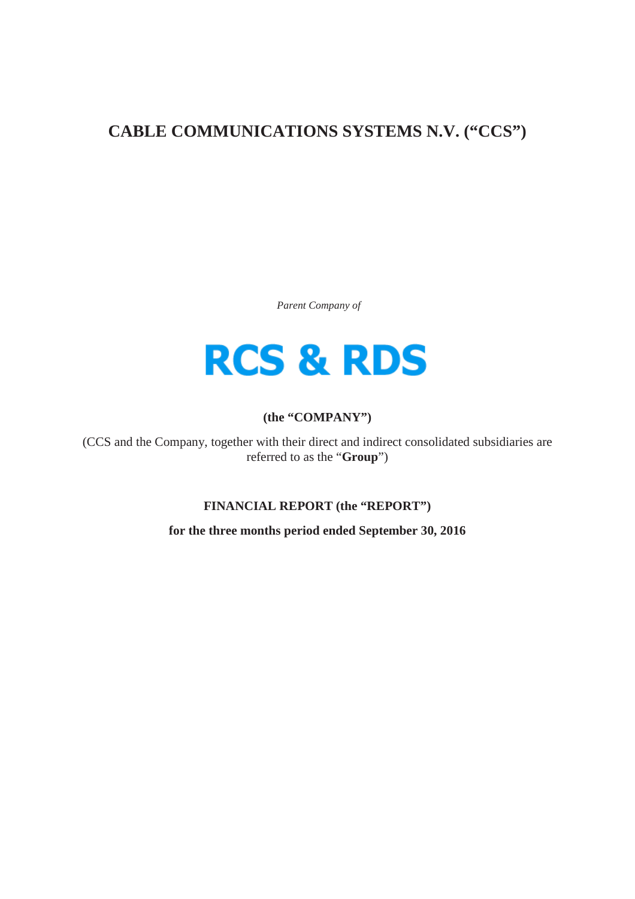# CABLE COMMUNICATIONS SYSTEMS N.V. ("CCS")

*Parent Company of*

RCS & RDS

**(the "COMPANY")**

(CCS and the Company, together with their direct and indirect consolidated subsidiaries are referred to as the "**Group**")

**FINANCIAL REPORT (the "REPORT")**

**for the three months period ended September 30, 2016**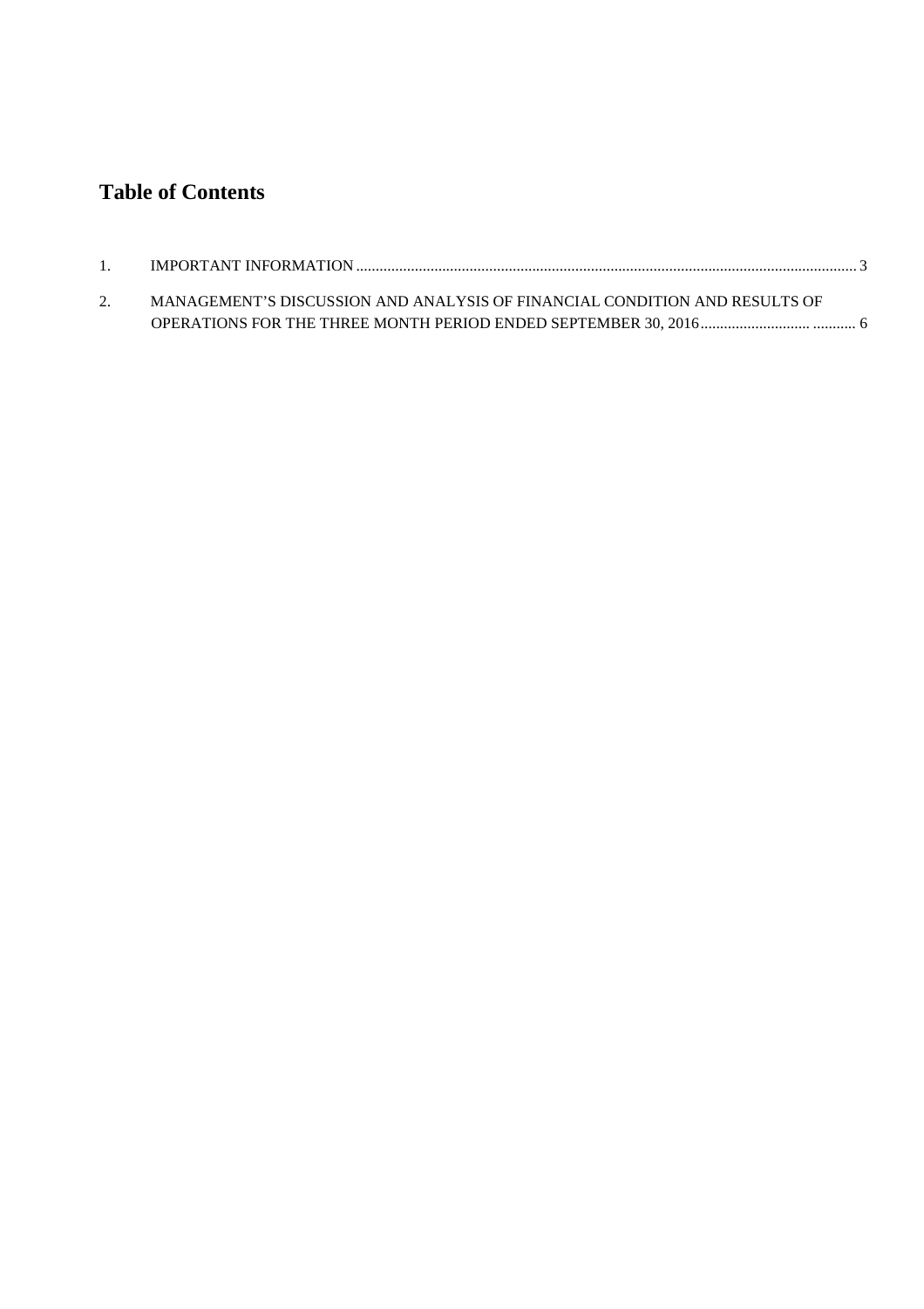# Table of Contents

1. IMPORTANT INFORMATION ........................................................................................................................................ 3

2. MANAGEMENT'S DISCUSSION AND ANALYSIS OF FINANCIAL CONDITION AND RESULTS OF OPERATIONS FOR THE THREE MONTH PERIOD ENDED SEPTEMBER 30, 2016........................... ........... 6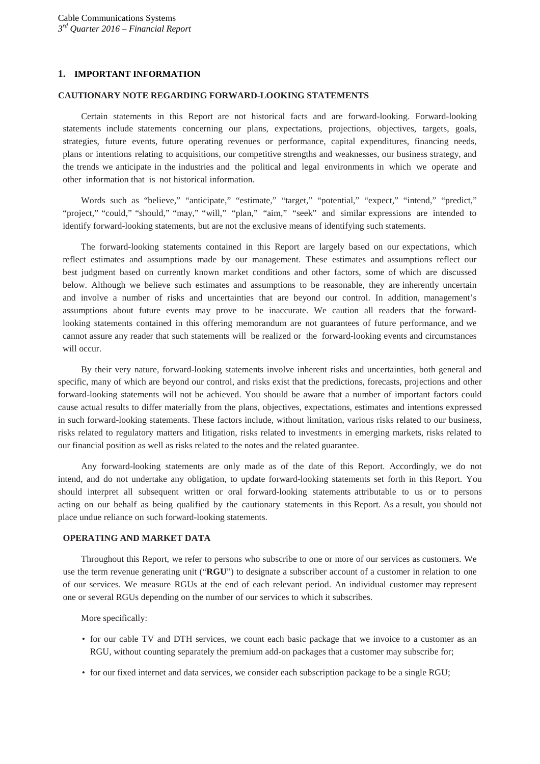## 1. IMPORTANT INFORMATION

### CAUTIONARY NOTE REGARDING FORWARD-LOOKING STATEMENTS

Certain statements in this Report are not historical facts and are forward-looking. Forward-looking statements include statements concerning our plans, expectations, projections, objectives, targets, goals, strategies, future events, future operating revenues or performance, capital expenditures, financing needs, plans or intentions relating to acquisitions, our competitive strengths and weaknesses, our business strategy, and the trends we anticipate in the industries and the political and legal environments in which we operate and other information that is not historical information.

Words such as "believe," "anticipate," "estimate," "target," "potential," "expect," "intend," "predict," "project," "could," "should," "may," "will," "plan," "aim," "seek" and similar expressions are intended to identify forward-looking statements, but are not the exclusive means of identifying such statements.

The forward-looking statements contained in this Report are largely based on our expectations, which reflect estimates and assumptions made by our management. These estimates and assumptions reflect our best judgment based on currently known market conditions and other factors, some of which are discussed below. Although we believe such estimates and assumptions to be reasonable, they are inherently uncertain and involve a number of risks and uncertainties that are beyond our control. In addition, management's assumptions about future events may prove to be inaccurate. We caution all readers that the forward-looking statements contained in this offering memorandum are not guarantees of future performance, and we cannot assure any reader that such statements will be realized or the forward-looking events and circumstances will occur.

By their very nature, forward-looking statements involve inherent risks and uncertainties, both general and specific, many of which are beyond our control, and risks exist that the predictions, forecasts, projections and other forward-looking statements will not be achieved. You should be aware that a number of important factors could cause actual results to differ materially from the plans, objectives, expectations, estimates and intentions expressed in such forward-looking statements. These factors include, without limitation, various risks related to our business, risks related to regulatory matters and litigation, risks related to investments in emerging markets, risks related to our financial position as well as risks related to the notes and the related guarantee.

Any forward-looking statements are only made as of the date of this Report. Accordingly, we do not intend, and do not undertake any obligation, to update forward-looking statements set forth in this Report. You should interpret all subsequent written or oral forward-looking statements attributable to us or to persons acting on our behalf as being qualified by the cautionary statements in this Report. As a result, you should not place undue reliance on such forward-looking statements.

### OPERATING AND MARKET DATA

Throughout this Report, we refer to persons who subscribe to one or more of our services as customers. We use the term revenue generating unit ("**RGU**") to designate a subscriber account of a customer in relation to one of our services. We measure RGUs at the end of each relevant period. An individual customer may represent one or several RGUs depending on the number of our services to which it subscribes.

More specifically:

- for our cable TV and DTH services, we count each basic package that we invoice to a customer as an RGU, without counting separately the premium add-on packages that a customer may subscribe for;
- for our fixed internet and data services, we consider each subscription package to be a single RGU;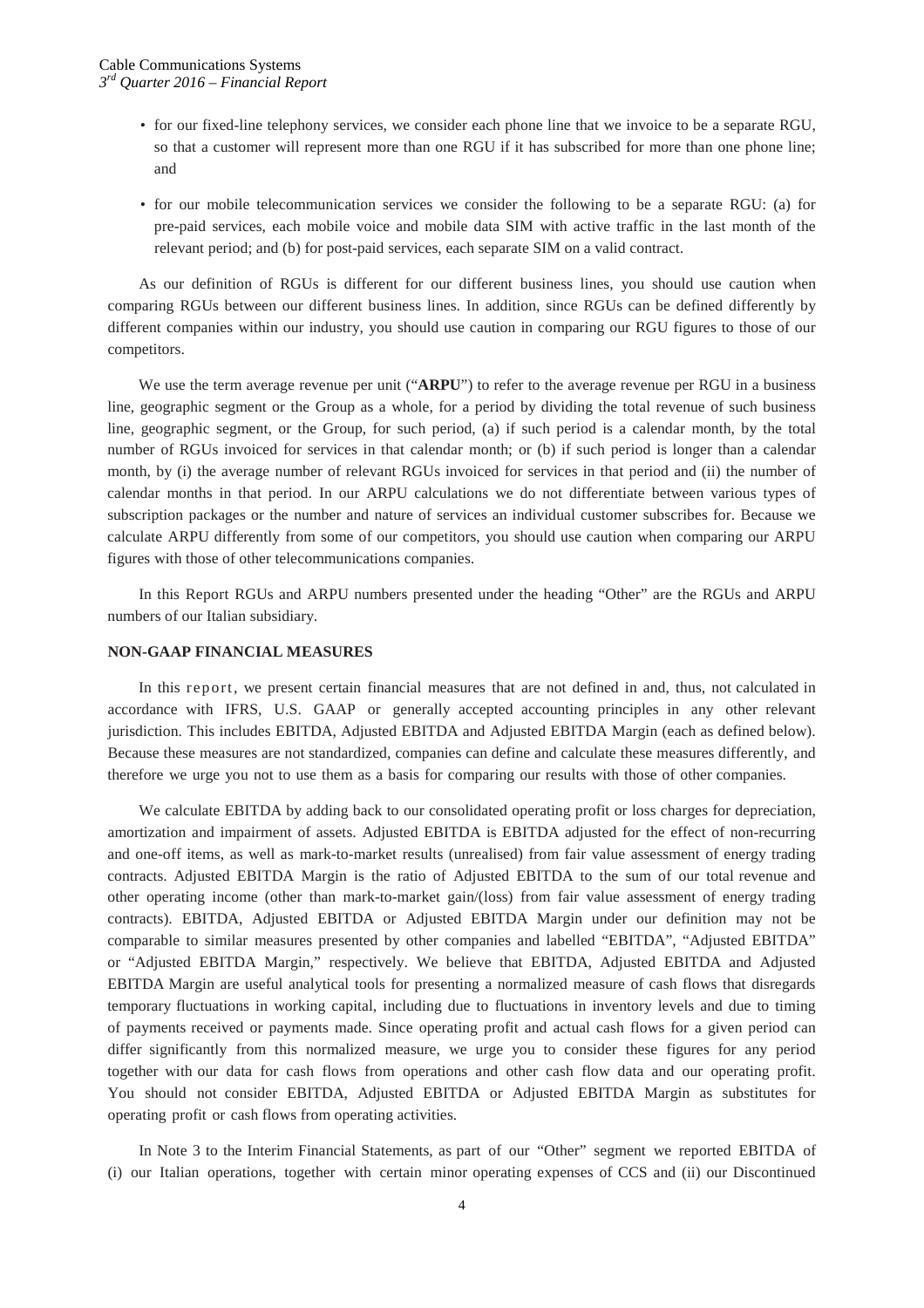- for our fixed-line telephony services, we consider each phone line that we invoice to be a separate RGU, so that a customer will represent more than one RGU if it has subscribed for more than one phone line; and

- for our mobile telecommunication services we consider the following to be a separate RGU: (a) for pre-paid services, each mobile voice and mobile data SIM with active traffic in the last month of the relevant period; and (b) for post-paid services, each separate SIM on a valid contract.

As our definition of RGUs is different for our different business lines, you should use caution when comparing RGUs between our different business lines. In addition, since RGUs can be defined differently by different companies within our industry, you should use caution in comparing our RGU figures to those of our competitors.

We use the term average revenue per unit ("**ARPU**") to refer to the average revenue per RGU in a business line, geographic segment or the Group as a whole, for a period by dividing the total revenue of such business line, geographic segment, or the Group, for such period, (a) if such period is a calendar month, by the total number of RGUs invoiced for services in that calendar month; or (b) if such period is longer than a calendar month, by (i) the average number of relevant RGUs invoiced for services in that period and (ii) the number of calendar months in that period. In our ARPU calculations we do not differentiate between various types of subscription packages or the number and nature of services an individual customer subscribes for. Because we calculate ARPU differently from some of our competitors, you should use caution when comparing our ARPU figures with those of other telecommunications companies.

In this Report RGUs and ARPU numbers presented under the heading "Other" are the RGUs and ARPU numbers of our Italian subsidiary.

**NON-GAAP FINANCIAL MEASURES**

In this report, we present certain financial measures that are not defined in and, thus, not calculated in accordance with IFRS, U.S. GAAP or generally accepted accounting principles in any other relevant jurisdiction. This includes EBITDA, Adjusted EBITDA and Adjusted EBITDA Margin (each as defined below). Because these measures are not standardized, companies can define and calculate these measures differently, and therefore we urge you not to use them as a basis for comparing our results with those of other companies.

We calculate EBITDA by adding back to our consolidated operating profit or loss charges for depreciation, amortization and impairment of assets. Adjusted EBITDA is EBITDA adjusted for the effect of non-recurring and one-off items, as well as mark-to-market results (unrealised) from fair value assessment of energy trading contracts. Adjusted EBITDA Margin is the ratio of Adjusted EBITDA to the sum of our total revenue and other operating income (other than mark-to-market gain/(loss) from fair value assessment of energy trading contracts). EBITDA, Adjusted EBITDA or Adjusted EBITDA Margin under our definition may not be comparable to similar measures presented by other companies and labelled "EBITDA", "Adjusted EBITDA" or "Adjusted EBITDA Margin," respectively. We believe that EBITDA, Adjusted EBITDA and Adjusted EBITDA Margin are useful analytical tools for presenting a normalized measure of cash flows that disregards temporary fluctuations in working capital, including due to fluctuations in inventory levels and due to timing of payments received or payments made. Since operating profit and actual cash flows for a given period can differ significantly from this normalized measure, we urge you to consider these figures for any period together with our data for cash flows from operations and other cash flow data and our operating profit. You should not consider EBITDA, Adjusted EBITDA or Adjusted EBITDA Margin as substitutes for operating profit or cash flows from operating activities.

In Note 3 to the Interim Financial Statements, as part of our "Other" segment we reported EBITDA of (i) our Italian operations, together with certain minor operating expenses of CCS and (ii) our Discontinued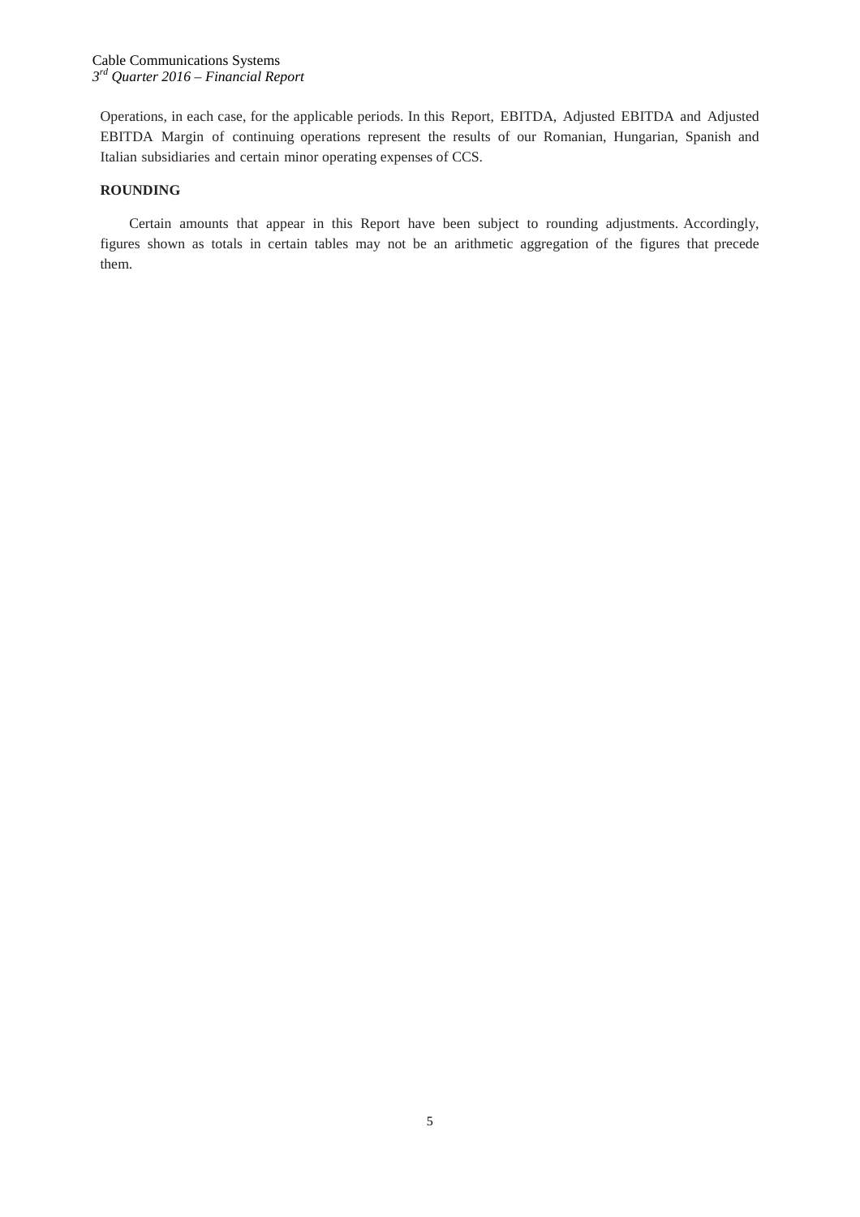Operations, in each case, for the applicable periods. In this Report, EBITDA, Adjusted EBITDA and Adjusted EBITDA Margin of continuing operations represent the results of our Romanian, Hungarian, Spanish and Italian subsidiaries and certain minor operating expenses of CCS.

**ROUNDING**

Certain amounts that appear in this Report have been subject to rounding adjustments. Accordingly, figures shown as totals in certain tables may not be an arithmetic aggregation of the figures that precede them.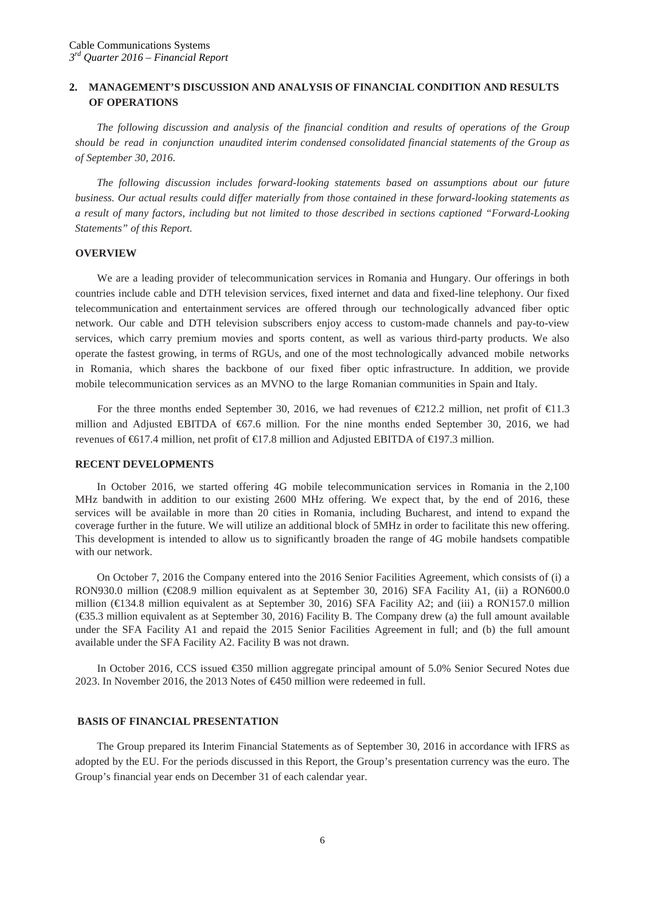## 2. MANAGEMENT'S DISCUSSION AND ANALYSIS OF FINANCIAL CONDITION AND RESULTS OF OPERATIONS

*The following discussion and analysis of the financial condition and results of operations of the Group should be read in conjunction unaudited interim condensed consolidated financial statements of the Group as of September 30, 2016.*

*The following discussion includes forward-looking statements based on assumptions about our future business. Our actual results could differ materially from those contained in these forward-looking statements as a result of many factors, including but not limited to those described in sections captioned "Forward-Looking Statements" of this Report.*

### OVERVIEW

We are a leading provider of telecommunication services in Romania and Hungary. Our offerings in both countries include cable and DTH television services, fixed internet and data and fixed-line telephony. Our fixed telecommunication and entertainment services are offered through our technologically advanced fiber optic network. Our cable and DTH television subscribers enjoy access to custom-made channels and pay-to-view services, which carry premium movies and sports content, as well as various third-party products. We also operate the fastest growing, in terms of RGUs, and one of the most technologically advanced mobile networks in Romania, which shares the backbone of our fixed fiber optic infrastructure. In addition, we provide mobile telecommunication services as an MVNO to the large Romanian communities in Spain and Italy.

For the three months ended September 30, 2016, we had revenues of €212.2 million, net profit of €11.3 million and Adjusted EBITDA of €67.6 million. For the nine months ended September 30, 2016, we had revenues of €617.4 million, net profit of €17.8 million and Adjusted EBITDA of €197.3 million.

### RECENT DEVELOPMENTS

In October 2016, we started offering 4G mobile telecommunication services in Romania in the 2,100 MHz bandwith in addition to our existing 2600 MHz offering. We expect that, by the end of 2016, these services will be available in more than 20 cities in Romania, including Bucharest, and intend to expand the coverage further in the future. We will utilize an additional block of 5MHz in order to facilitate this new offering. This development is intended to allow us to significantly broaden the range of 4G mobile handsets compatible with our network.

On October 7, 2016 the Company entered into the 2016 Senior Facilities Agreement, which consists of (i) a RON930.0 million (€208.9 million equivalent as at September 30, 2016) SFA Facility A1, (ii) a RON600.0 million (€134.8 million equivalent as at September 30, 2016) SFA Facility A2; and (iii) a RON157.0 million (€35.3 million equivalent as at September 30, 2016) Facility B. The Company drew (a) the full amount available under the SFA Facility A1 and repaid the 2015 Senior Facilities Agreement in full; and (b) the full amount available under the SFA Facility A2. Facility B was not drawn.

In October 2016, CCS issued €350 million aggregate principal amount of 5.0% Senior Secured Notes due 2023. In November 2016, the 2013 Notes of €450 million were redeemed in full.

### BASIS OF FINANCIAL PRESENTATION

The Group prepared its Interim Financial Statements as of September 30, 2016 in accordance with IFRS as adopted by the EU. For the periods discussed in this Report, the Group's presentation currency was the euro. The Group's financial year ends on December 31 of each calendar year.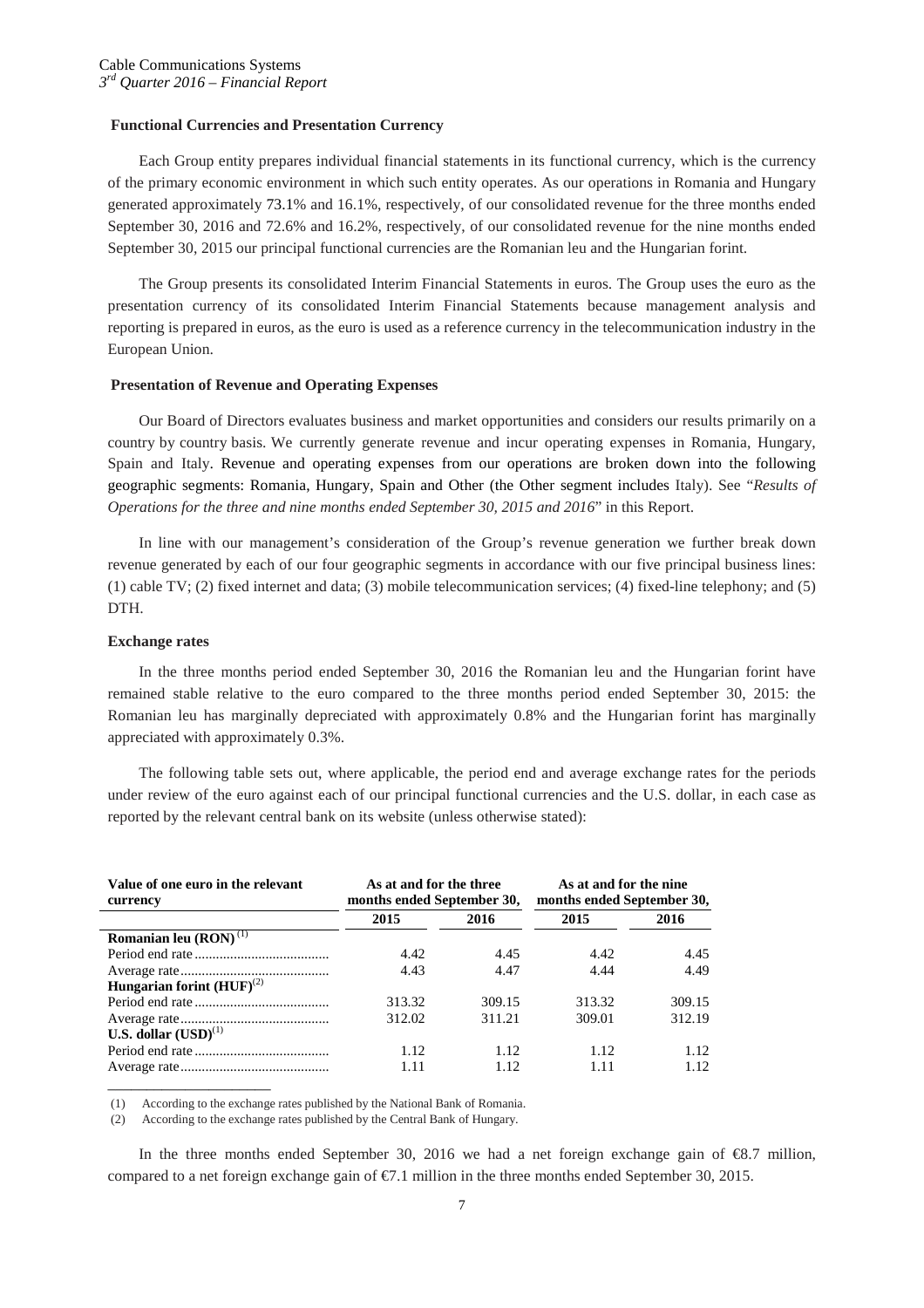### Functional Currencies and Presentation Currency

Each Group entity prepares individual financial statements in its functional currency, which is the currency of the primary economic environment in which such entity operates. As our operations in Romania and Hungary generated approximately 73.1% and 16.1%, respectively, of our consolidated revenue for the three months ended September 30, 2016 and 72.6% and 16.2%, respectively, of our consolidated revenue for the nine months ended September 30, 2015 our principal functional currencies are the Romanian leu and the Hungarian forint.

The Group presents its consolidated Interim Financial Statements in euros. The Group uses the euro as the presentation currency of its consolidated Interim Financial Statements because management analysis and reporting is prepared in euros, as the euro is used as a reference currency in the telecommunication industry in the European Union.

### Presentation of Revenue and Operating Expenses

Our Board of Directors evaluates business and market opportunities and considers our results primarily on a country by country basis. We currently generate revenue and incur operating expenses in Romania, Hungary, Spain and Italy. Revenue and operating expenses from our operations are broken down into the following geographic segments: Romania, Hungary, Spain and Other (the Other segment includes Italy). See "*Results of Operations for the three and nine months ended September 30, 2015 and 2016*" in this Report.

In line with our management's consideration of the Group's revenue generation we further break down revenue generated by each of our four geographic segments in accordance with our five principal business lines: (1) cable TV; (2) fixed internet and data; (3) mobile telecommunication services; (4) fixed-line telephony; and (5) DTH.

### Exchange rates

In the three months period ended September 30, 2016 the Romanian leu and the Hungarian forint have remained stable relative to the euro compared to the three months period ended September 30, 2015: the Romanian leu has marginally depreciated with approximately 0.8% and the Hungarian forint has marginally appreciated with approximately 0.3%.

The following table sets out, where applicable, the period end and average exchange rates for the periods under review of the euro against each of our principal functional currencies and the U.S. dollar, in each case as reported by the relevant central bank on its website (unless otherwise stated):

| Value of one euro in the relevant currency | As at and for the three months ended September 30, | | As at and for the nine months ended September 30, | |
|---|---|---|---|---|
| | 2015 | 2016 | 2015 | 2016 |
| **Romanian leu (RON)** [1] | | | | |
| Period end rate | 4.42 | 4.45 | 4.42 | 4.45 |
| Average rate | 4.43 | 4.47 | 4.44 | 4.49 |
| **Hungarian forint (HUF)** [2] | | | | |
| Period end rate | 313.32 | 309.15 | 313.32 | 309.15 |
| Average rate | 312.02 | 311.21 | 309.01 | 312.19 |
| **U.S. dollar (USD)** [1] | | | | |
| Period end rate | 1.12 | 1.12 | 1.12 | 1.12 |
| Average rate | 1.11 | 1.12 | 1.11 | 1.12 |

(1) According to the exchange rates published by the National Bank of Romania.

(2) According to the exchange rates published by the Central Bank of Hungary.

In the three months ended September 30, 2016 we had a net foreign exchange gain of €8.7 million, compared to a net foreign exchange gain of €7.1 million in the three months ended September 30, 2015.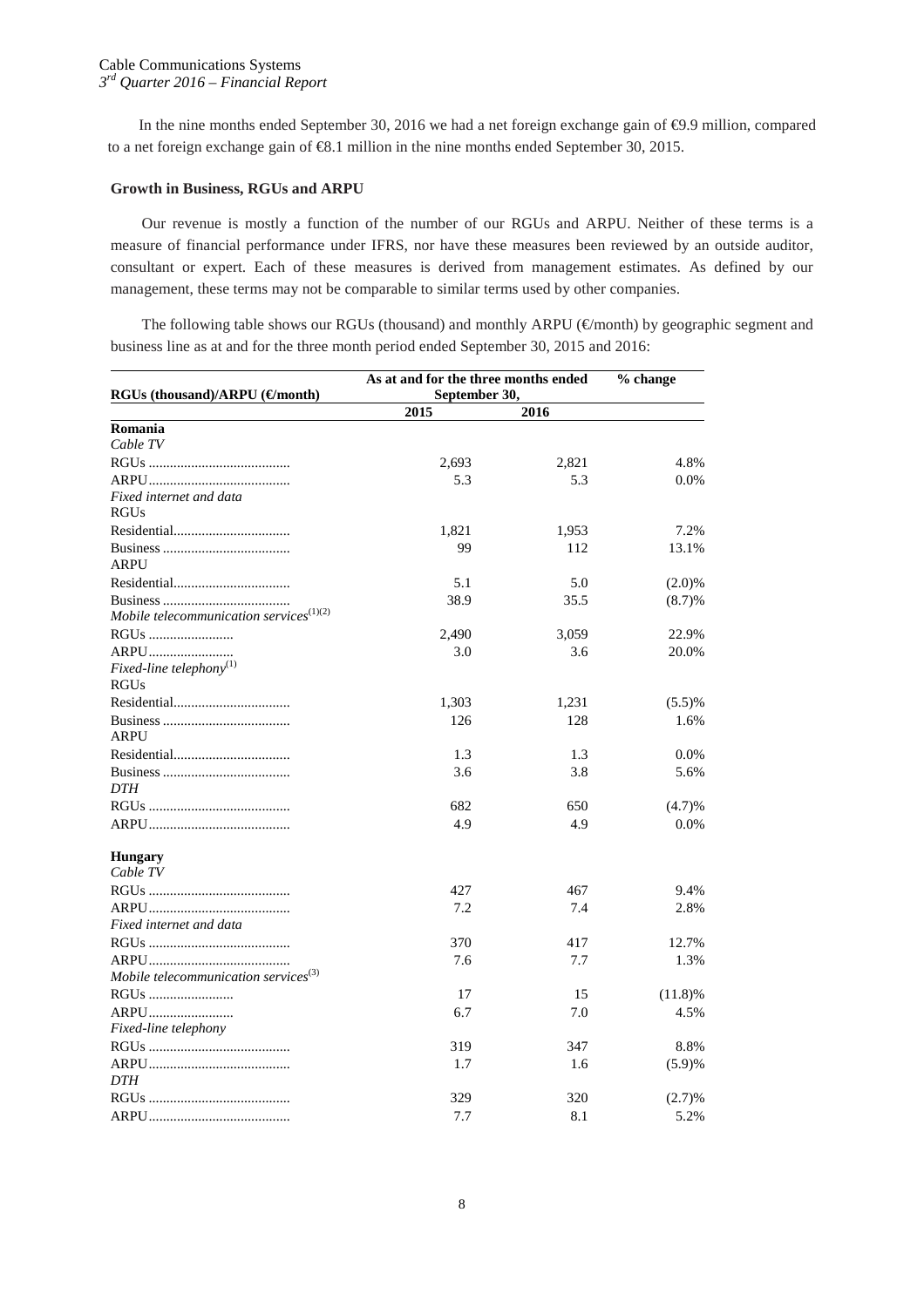In the nine months ended September 30, 2016 we had a net foreign exchange gain of €9.9 million, compared to a net foreign exchange gain of €8.1 million in the nine months ended September 30, 2015.

**Growth in Business, RGUs and ARPU**

Our revenue is mostly a function of the number of our RGUs and ARPU. Neither of these terms is a measure of financial performance under IFRS, nor have these measures been reviewed by an outside auditor, consultant or expert. Each of these measures is derived from management estimates. As defined by our management, these terms may not be comparable to similar terms used by other companies.

The following table shows our RGUs (thousand) and monthly ARPU (€/month) by geographic segment and business line as at and for the three month period ended September 30, 2015 and 2016:

| RGUs (thousand)/ARPU (€/month) | As at and for the three months ended September 30, | | % change |
|---|---|---|---|
| | 2015 | 2016 | |
| **Romania** | | | |
| *Cable TV* | | | |
| RGUs | 2,693 | 2,821 | 4.8% |
| ARPU | 5.3 | 5.3 | 0.0% |
| *Fixed internet and data* | | | |
| RGUs | | | |
| Residential | 1,821 | 1,953 | 7.2% |
| Business | 99 | 112 | 13.1% |
| ARPU | | | |
| Residential | 5.1 | 5.0 | (2.0)% |
| Business | 38.9 | 35.5 | (8.7)% |
| *Mobile telecommunication services*(1)(2) | | | |
| RGUs | 2,490 | 3,059 | 22.9% |
| ARPU | 3.0 | 3.6 | 20.0% |
| *Fixed-line telephony*(1) | | | |
| RGUs | | | |
| Residential | 1,303 | 1,231 | (5.5)% |
| Business | 126 | 128 | 1.6% |
| ARPU | | | |
| Residential | 1.3 | 1.3 | 0.0% |
| Business | 3.6 | 3.8 | 5.6% |
| *DTH* | | | |
| RGUs | 682 | 650 | (4.7)% |
| ARPU | 4.9 | 4.9 | 0.0% |
| **Hungary** | | | |
| *Cable TV* | | | |
| RGUs | 427 | 467 | 9.4% |
| ARPU | 7.2 | 7.4 | 2.8% |
| *Fixed internet and data* | | | |
| RGUs | 370 | 417 | 12.7% |
| ARPU | 7.6 | 7.7 | 1.3% |
| *Mobile telecommunication services*(3) | | | |
| RGUs | 17 | 15 | (11.8)% |
| ARPU | 6.7 | 7.0 | 4.5% |
| *Fixed-line telephony* | | | |
| RGUs | 319 | 347 | 8.8% |
| ARPU | 1.7 | 1.6 | (5.9)% |
| *DTH* | | | |
| RGUs | 329 | 320 | (2.7)% |
| ARPU | 7.7 | 8.1 | 5.2% |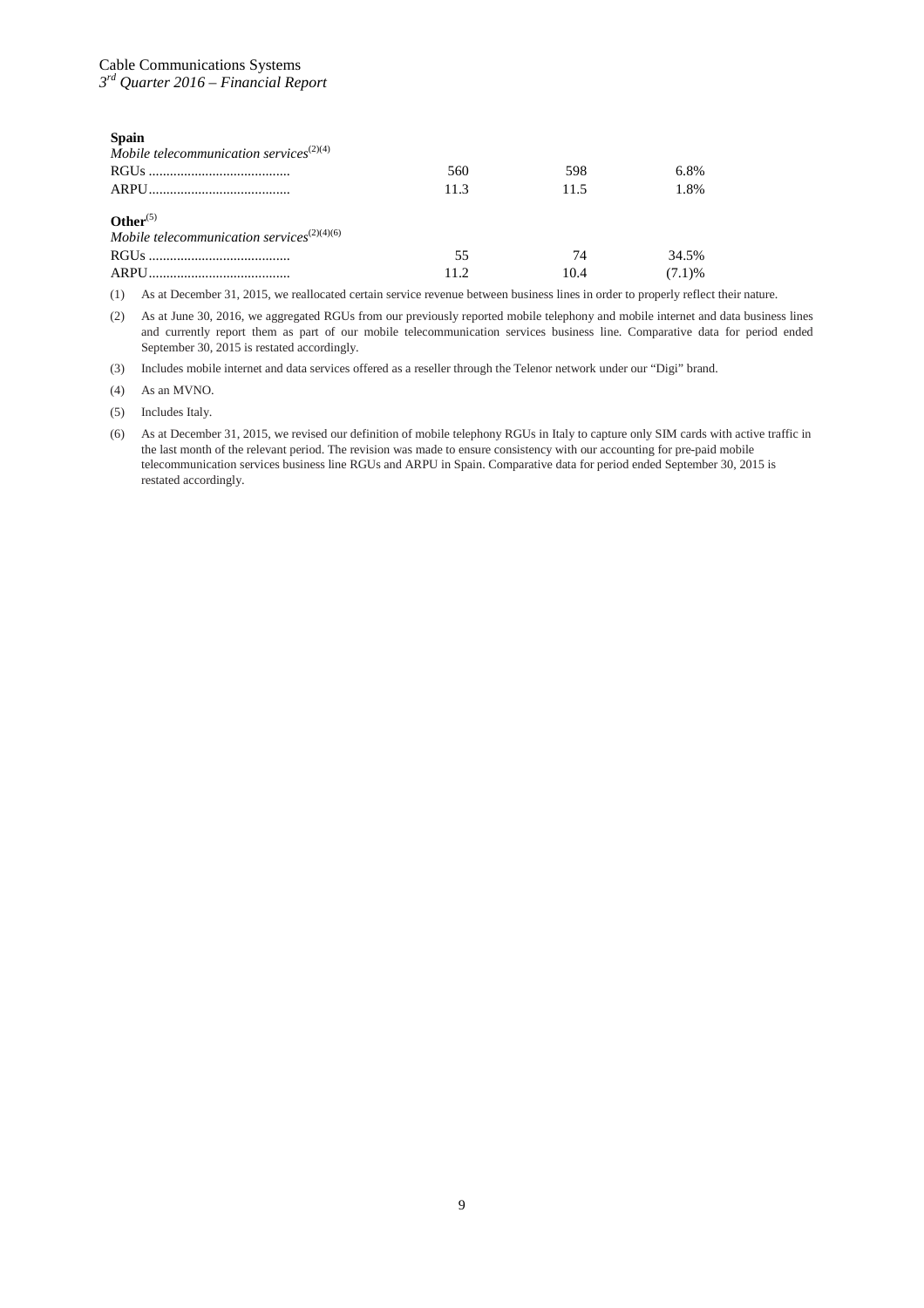| | | | |
|---|---|---|---|
| **Spain** | | | |
| *Mobile telecommunication services*[2][4] | | | |
| RGUs | 560 | 598 | 6.8% |
| ARPU | 11.3 | 11.5 | 1.8% |
| **Other**[5] | | | |
| *Mobile telecommunication services*[2][4][6] | | | |
| RGUs | 55 | 74 | 34.5% |
| ARPU | 11.2 | 10.4 | (7.1)% |

(1) As at December 31, 2015, we reallocated certain service revenue between business lines in order to properly reflect their nature.

(2) As at June 30, 2016, we aggregated RGUs from our previously reported mobile telephony and mobile internet and data business lines and currently report them as part of our mobile telecommunication services business line. Comparative data for period ended September 30, 2015 is restated accordingly.

(3) Includes mobile internet and data services offered as a reseller through the Telenor network under our "Digi" brand.

(4) As an MVNO.

(5) Includes Italy.

(6) As at December 31, 2015, we revised our definition of mobile telephony RGUs in Italy to capture only SIM cards with active traffic in the last month of the relevant period. The revision was made to ensure consistency with our accounting for pre-paid mobile telecommunication services business line RGUs and ARPU in Spain. Comparative data for period ended September 30, 2015 is restated accordingly.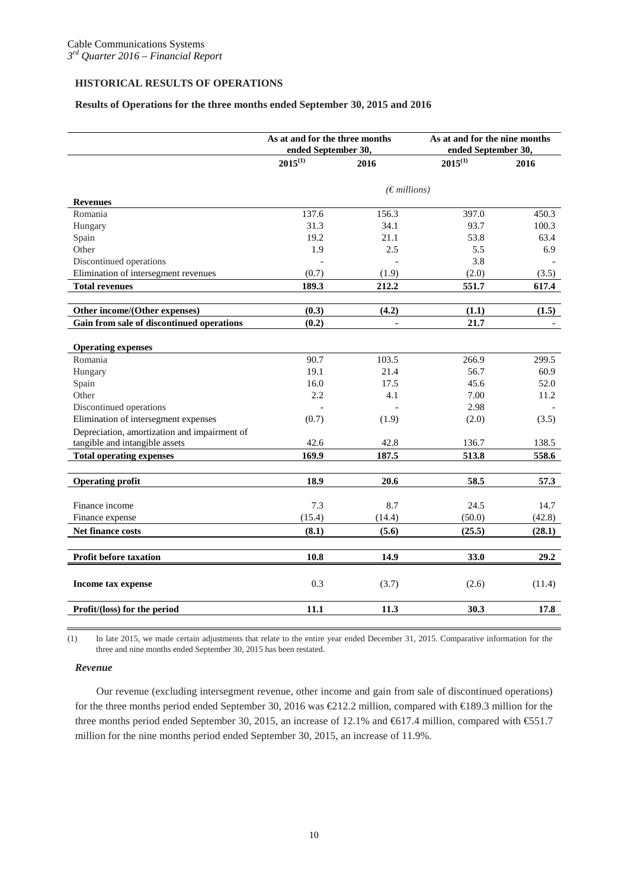## HISTORICAL RESULTS OF OPERATIONS

### Results of Operations for the three months ended September 30, 2015 and 2016

| | As at and for the three months ended September 30, | | As at and for the nine months ended September 30, | |
|---|---|---|---|---|
| | 2015[(1)] | 2016 | 2015[(1)] | 2016 |
| | *(€ millions)* | | | |
| **Revenues** | | | | |
| Romania | 137.6 | 156.3 | 397.0 | 450.3 |
| Hungary | 31.3 | 34.1 | 93.7 | 100.3 |
| Spain | 19.2 | 21.1 | 53.8 | 63.4 |
| Other | 1.9 | 2.5 | 5.5 | 6.9 |
| Discontinued operations | - | - | 3.8 | - |
| Elimination of intersegment revenues | (0.7) | (1.9) | (2.0) | (3.5) |
| **Total revenues** | **189.3** | **212.2** | **551.7** | **617.4** |
| **Other income/(Other expenses)** | **(0.3)** | **(4.2)** | **(1.1)** | **(1.5)** |
| **Gain from sale of discontinued operations** | **(0.2)** | **-** | **21.7** | - |
| **Operating expenses** | | | | |
| Romania | 90.7 | 103.5 | 266.9 | 299.5 |
| Hungary | 19.1 | 21.4 | 56.7 | 60.9 |
| Spain | 16.0 | 17.5 | 45.6 | 52.0 |
| Other | 2.2 | 4.1 | 7.00 | 11.2 |
| Discontinued operations | - | - | 2.98 | - |
| Elimination of intersegment expenses | (0.7) | (1.9) | (2.0) | (3.5) |
| Depreciation, amortization and impairment of tangible and intangible assets | 42.6 | 42.8 | 136.7 | 138.5 |
| **Total operating expenses** | **169.9** | **187.5** | **513.8** | **558.6** |
| **Operating profit** | **18.9** | **20.6** | **58.5** | **57.3** |
| Finance income | 7.3 | 8.7 | 24.5 | 14.7 |
| Finance expense | (15.4) | (14.4) | (50.0) | (42.8) |
| **Net finance costs** | **(8.1)** | **(5.6)** | **(25.5)** | **(28.1)** |
| **Profit before taxation** | **10.8** | **14.9** | **33.0** | **29.2** |
| **Income tax expense** | 0.3 | (3.7) | (2.6) | (11.4) |
| **Profit/(loss) for the period** | **11.1** | **11.3** | **30.3** | **17.8** |

(1) In late 2015, we made certain adjustments that relate to the entire year ended December 31, 2015. Comparative information for the three and nine months ended September 30, 2015 has been restated.

#### *Revenue*

Our revenue (excluding intersegment revenue, other income and gain from sale of discontinued operations) for the three months period ended September 30, 2016 was €212.2 million, compared with €189.3 million for the three months period ended September 30, 2015, an increase of 12.1% and €617.4 million, compared with €551.7 million for the nine months period ended September 30, 2015, an increase of 11.9%.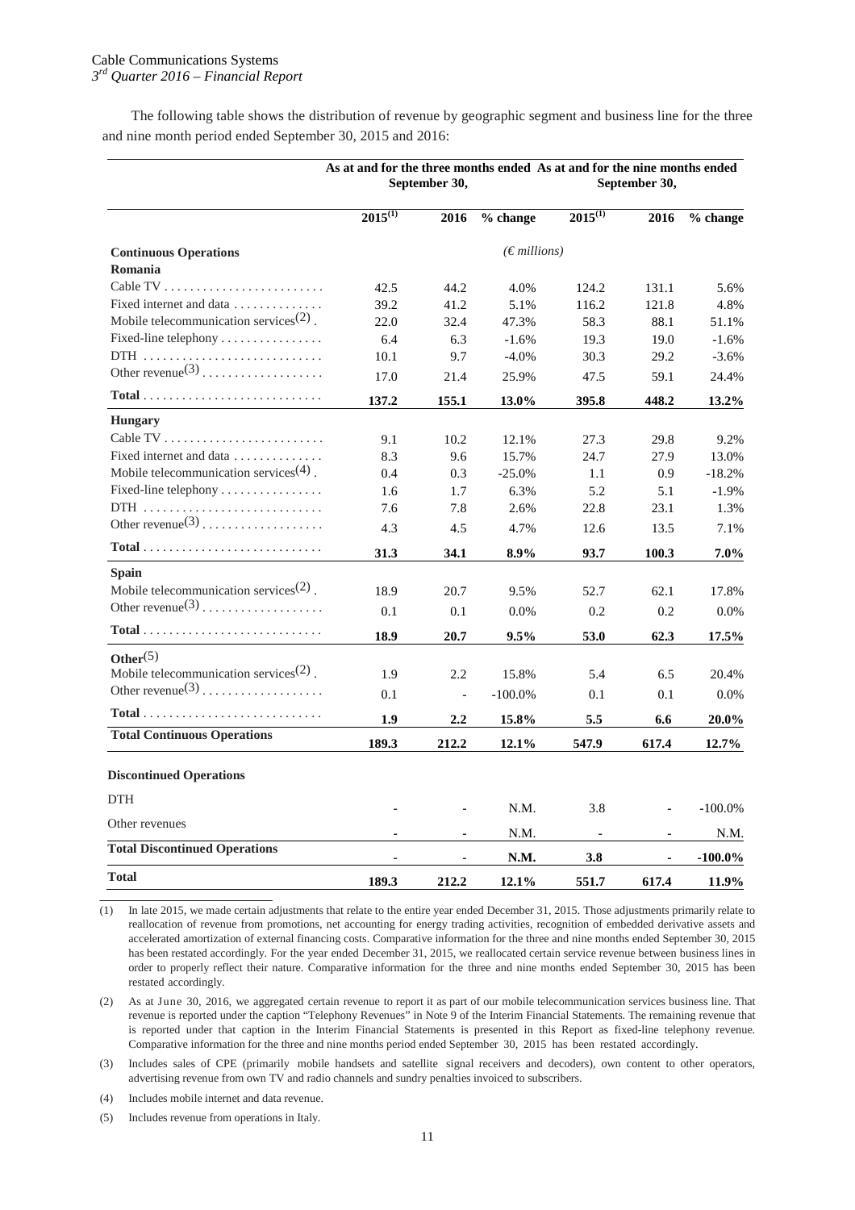The following table shows the distribution of revenue by geographic segment and business line for the three and nine month period ended September 30, 2015 and 2016:

| | As at and for the three months ended September 30, | | | As at and for the nine months ended September 30, | | |
|---|---|---|---|---|---|---|
| | 2015[(1)] | 2016 | % change | 2015[(1)] | 2016 | % change |
| **Continuous Operations** | | | *(€ millions)* | | | |
| **Romania** | | | | | | |
| Cable TV | 42.5 | 44.2 | 4.0% | 124.2 | 131.1 | 5.6% |
| Fixed internet and data | 39.2 | 41.2 | 5.1% | 116.2 | 121.8 | 4.8% |
| Mobile telecommunication services[(2)] | 22.0 | 32.4 | 47.3% | 58.3 | 88.1 | 51.1% |
| Fixed-line telephony | 6.4 | 6.3 | -1.6% | 19.3 | 19.0 | -1.6% |
| DTH | 10.1 | 9.7 | -4.0% | 30.3 | 29.2 | -3.6% |
| Other revenue[(3)] | 17.0 | 21.4 | 25.9% | 47.5 | 59.1 | 24.4% |
| **Total** | **137.2** | **155.1** | **13.0%** | **395.8** | **448.2** | **13.2%** |
| **Hungary** | | | | | | |
| Cable TV | 9.1 | 10.2 | 12.1% | 27.3 | 29.8 | 9.2% |
| Fixed internet and data | 8.3 | 9.6 | 15.7% | 24.7 | 27.9 | 13.0% |
| Mobile telecommunication services[(4)] | 0.4 | 0.3 | -25.0% | 1.1 | 0.9 | -18.2% |
| Fixed-line telephony | 1.6 | 1.7 | 6.3% | 5.2 | 5.1 | -1.9% |
| DTH | 7.6 | 7.8 | 2.6% | 22.8 | 23.1 | 1.3% |
| Other revenue[(3)] | 4.3 | 4.5 | 4.7% | 12.6 | 13.5 | 7.1% |
| **Total** | **31.3** | **34.1** | **8.9%** | **93.7** | **100.3** | **7.0%** |
| **Spain** | | | | | | |
| Mobile telecommunication services[(2)] | 18.9 | 20.7 | 9.5% | 52.7 | 62.1 | 17.8% |
| Other revenue[(3)] | 0.1 | 0.1 | 0.0% | 0.2 | 0.2 | 0.0% |
| **Total** | **18.9** | **20.7** | **9.5%** | **53.0** | **62.3** | **17.5%** |
| **Other**[(5)] | | | | | | |
| Mobile telecommunication services[(2)] | 1.9 | 2.2 | 15.8% | 5.4 | 6.5 | 20.4% |
| Other revenue[(3)] | 0.1 | - | -100.0% | 0.1 | 0.1 | 0.0% |
| **Total** | **1.9** | **2.2** | **15.8%** | **5.5** | **6.6** | **20.0%** |
| **Total Continuous Operations** | **189.3** | **212.2** | **12.1%** | **547.9** | **617.4** | **12.7%** |
| **Discontinued Operations** | | | | | | |
| DTH | - | - | N.M. | 3.8 | - | -100.0% |
| Other revenues | - | - | N.M. | - | - | N.M. |
| **Total Discontinued Operations** | **-** | **-** | **N.M.** | **3.8** | **-** | **-100.0%** |
| **Total** | **189.3** | **212.2** | **12.1%** | **551.7** | **617.4** | **11.9%** |

(1) In late 2015, we made certain adjustments that relate to the entire year ended December 31, 2015. Those adjustments primarily relate to reallocation of revenue from promotions, net accounting for energy trading activities, recognition of embedded derivative assets and accelerated amortization of external financing costs. Comparative information for the three and nine months ended September 30, 2015 has been restated accordingly. For the year ended December 31, 2015, we reallocated certain service revenue between business lines in order to properly reflect their nature. Comparative information for the three and nine months ended September 30, 2015 has been restated accordingly.

(2) As at June 30, 2016, we aggregated certain revenue to report it as part of our mobile telecommunication services business line. That revenue is reported under the caption "Telephony Revenues" in Note 9 of the Interim Financial Statements. The remaining revenue that is reported under that caption in the Interim Financial Statements is presented in this Report as fixed-line telephony revenue. Comparative information for the three and nine months period ended September 30, 2015 has been restated accordingly.

(3) Includes sales of CPE (primarily mobile handsets and satellite signal receivers and decoders), own content to other operators, advertising revenue from own TV and radio channels and sundry penalties invoiced to subscribers.

(4) Includes mobile internet and data revenue.

(5) Includes revenue from operations in Italy.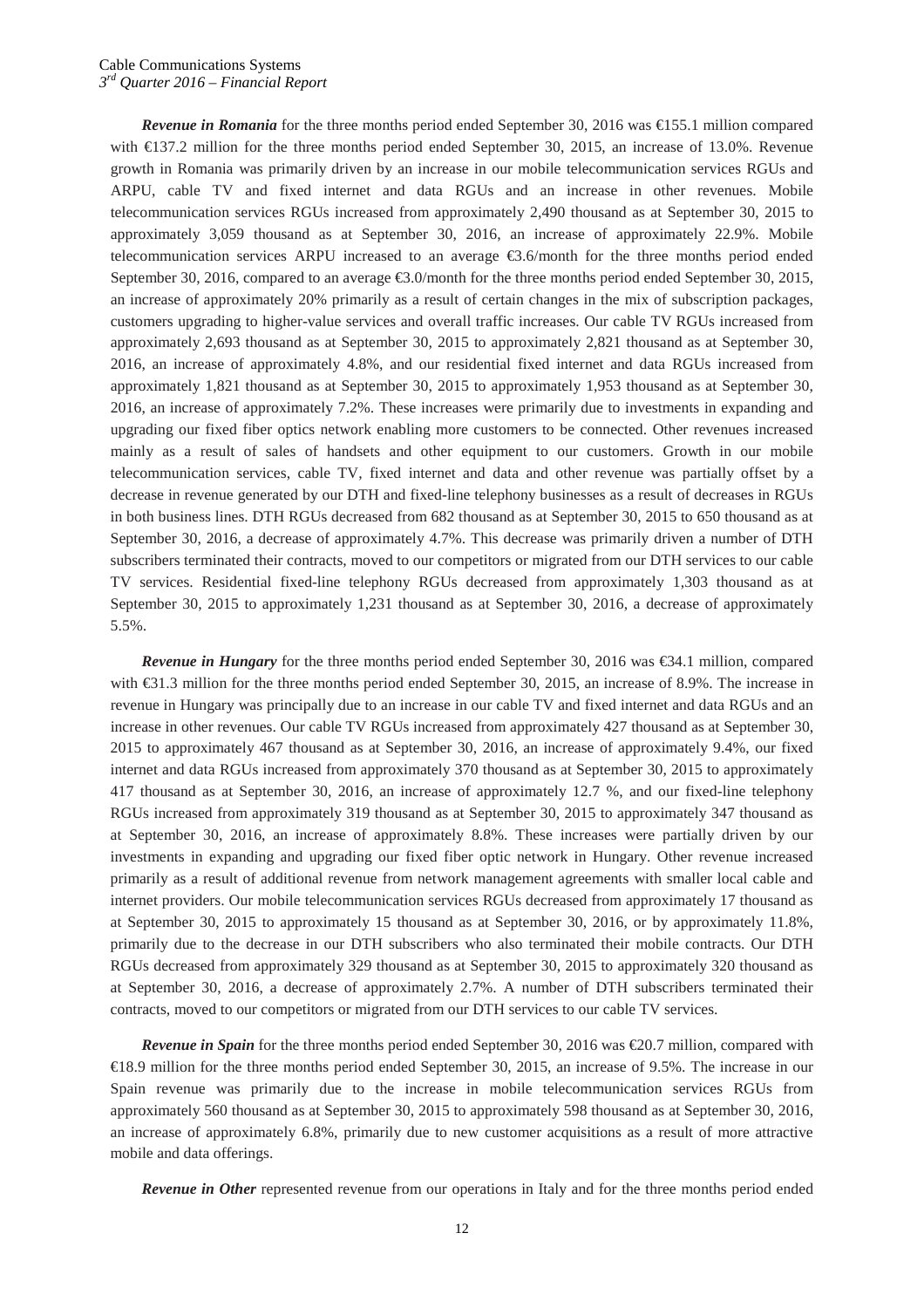***Revenue in Romania*** for the three months period ended September 30, 2016 was €155.1 million compared with €137.2 million for the three months period ended September 30, 2015, an increase of 13.0%. Revenue growth in Romania was primarily driven by an increase in our mobile telecommunication services RGUs and ARPU, cable TV and fixed internet and data RGUs and an increase in other revenues. Mobile telecommunication services RGUs increased from approximately 2,490 thousand as at September 30, 2015 to approximately 3,059 thousand as at September 30, 2016, an increase of approximately 22.9%. Mobile telecommunication services ARPU increased to an average €3.6/month for the three months period ended September 30, 2016, compared to an average €3.0/month for the three months period ended September 30, 2015, an increase of approximately 20% primarily as a result of certain changes in the mix of subscription packages, customers upgrading to higher-value services and overall traffic increases. Our cable TV RGUs increased from approximately 2,693 thousand as at September 30, 2015 to approximately 2,821 thousand as at September 30, 2016, an increase of approximately 4.8%, and our residential fixed internet and data RGUs increased from approximately 1,821 thousand as at September 30, 2015 to approximately 1,953 thousand as at September 30, 2016, an increase of approximately 7.2%. These increases were primarily due to investments in expanding and upgrading our fixed fiber optics network enabling more customers to be connected. Other revenues increased mainly as a result of sales of handsets and other equipment to our customers. Growth in our mobile telecommunication services, cable TV, fixed internet and data and other revenue was partially offset by a decrease in revenue generated by our DTH and fixed-line telephony businesses as a result of decreases in RGUs in both business lines. DTH RGUs decreased from 682 thousand as at September 30, 2015 to 650 thousand as at September 30, 2016, a decrease of approximately 4.7%. This decrease was primarily driven a number of DTH subscribers terminated their contracts, moved to our competitors or migrated from our DTH services to our cable TV services. Residential fixed-line telephony RGUs decreased from approximately 1,303 thousand as at September 30, 2015 to approximately 1,231 thousand as at September 30, 2016, a decrease of approximately 5.5%.

***Revenue in Hungary*** for the three months period ended September 30, 2016 was €34.1 million, compared with €31.3 million for the three months period ended September 30, 2015, an increase of 8.9%. The increase in revenue in Hungary was principally due to an increase in our cable TV and fixed internet and data RGUs and an increase in other revenues. Our cable TV RGUs increased from approximately 427 thousand as at September 30, 2015 to approximately 467 thousand as at September 30, 2016, an increase of approximately 9.4%, our fixed internet and data RGUs increased from approximately 370 thousand as at September 30, 2015 to approximately 417 thousand as at September 30, 2016, an increase of approximately 12.7 %, and our fixed-line telephony RGUs increased from approximately 319 thousand as at September 30, 2015 to approximately 347 thousand as at September 30, 2016, an increase of approximately 8.8%. These increases were partially driven by our investments in expanding and upgrading our fixed fiber optic network in Hungary. Other revenue increased primarily as a result of additional revenue from network management agreements with smaller local cable and internet providers. Our mobile telecommunication services RGUs decreased from approximately 17 thousand as at September 30, 2015 to approximately 15 thousand as at September 30, 2016, or by approximately 11.8%, primarily due to the decrease in our DTH subscribers who also terminated their mobile contracts. Our DTH RGUs decreased from approximately 329 thousand as at September 30, 2015 to approximately 320 thousand as at September 30, 2016, a decrease of approximately 2.7%. A number of DTH subscribers terminated their contracts, moved to our competitors or migrated from our DTH services to our cable TV services.

***Revenue in Spain*** for the three months period ended September 30, 2016 was €20.7 million, compared with €18.9 million for the three months period ended September 30, 2015, an increase of 9.5%. The increase in our Spain revenue was primarily due to the increase in mobile telecommunication services RGUs from approximately 560 thousand as at September 30, 2015 to approximately 598 thousand as at September 30, 2016, an increase of approximately 6.8%, primarily due to new customer acquisitions as a result of more attractive mobile and data offerings.

***Revenue in Other*** represented revenue from our operations in Italy and for the three months period ended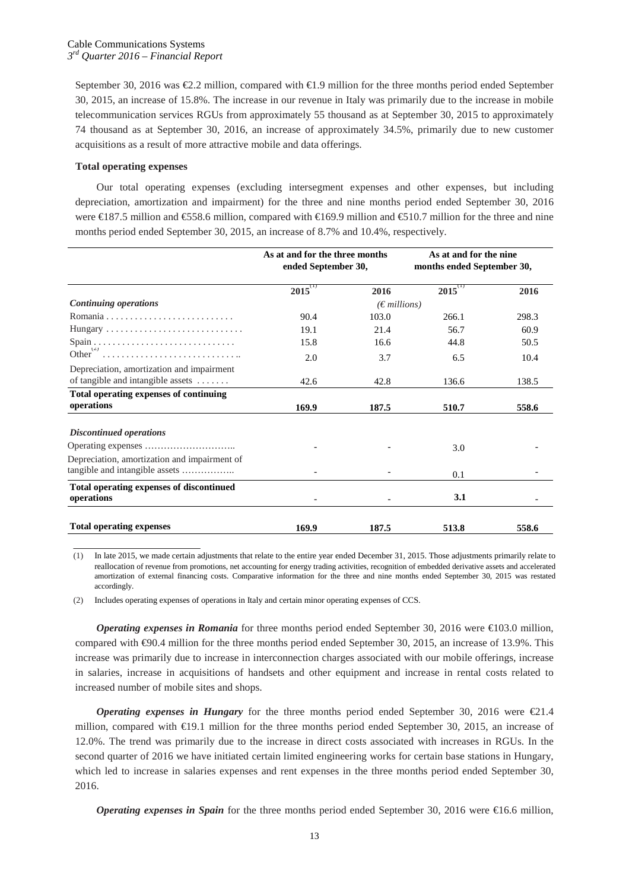September 30, 2016 was €2.2 million, compared with €1.9 million for the three months period ended September 30, 2015, an increase of 15.8%. The increase in our revenue in Italy was primarily due to the increase in mobile telecommunication services RGUs from approximately 55 thousand as at September 30, 2015 to approximately 74 thousand as at September 30, 2016, an increase of approximately 34.5%, primarily due to new customer acquisitions as a result of more attractive mobile and data offerings.

**Total operating expenses**

Our total operating expenses (excluding intersegment expenses and other expenses, but including depreciation, amortization and impairment) for the three and nine months period ended September 30, 2016 were €187.5 million and €558.6 million, compared with €169.9 million and €510.7 million for the three and nine months period ended September 30, 2015, an increase of 8.7% and 10.4%, respectively.

| | As at and for the three months ended September 30, | | As at and for the nine months ended September 30, | |
|---|---|---|---|---|
| | 2015[(1)] | 2016 | 2015[(1)] | 2016 |
| ***Continuing operations*** | | (€ millions) | | |
| Romania | 90.4 | 103.0 | 266.1 | 298.3 |
| Hungary | 19.1 | 21.4 | 56.7 | 60.9 |
| Spain | 15.8 | 16.6 | 44.8 | 50.5 |
| Other[(2)] | 2.0 | 3.7 | 6.5 | 10.4 |
| Depreciation, amortization and impairment of tangible and intangible assets | 42.6 | 42.8 | 136.6 | 138.5 |
| **Total operating expenses of continuing operations** | **169.9** | **187.5** | **510.7** | **558.6** |
| ***Discontinued operations*** | | | | |
| Operating expenses | - | - | 3.0 | - |
| Depreciation, amortization and impairment of tangible and intangible assets | - | - | 0.1 | - |
| **Total operating expenses of discontinued operations** | **-** | **-** | **3.1** | **-** |
| **Total operating expenses** | **169.9** | **187.5** | **513.8** | **558.6** |

(1) In late 2015, we made certain adjustments that relate to the entire year ended December 31, 2015. Those adjustments primarily relate to reallocation of revenue from promotions, net accounting for energy trading activities, recognition of embedded derivative assets and accelerated amortization of external financing costs. Comparative information for the three and nine months ended September 30, 2015 was restated accordingly.

(2) Includes operating expenses of operations in Italy and certain minor operating expenses of CCS.

***Operating expenses in Romania*** for three months period ended September 30, 2016 were €103.0 million, compared with €90.4 million for the three months period ended September 30, 2015, an increase of 13.9%. This increase was primarily due to increase in interconnection charges associated with our mobile offerings, increase in salaries, increase in acquisitions of handsets and other equipment and increase in rental costs related to increased number of mobile sites and shops.

***Operating expenses in Hungary*** for the three months period ended September 30, 2016 were €21.4 million, compared with €19.1 million for the three months period ended September 30, 2015, an increase of 12.0%. The trend was primarily due to the increase in direct costs associated with increases in RGUs. In the second quarter of 2016 we have initiated certain limited engineering works for certain base stations in Hungary, which led to increase in salaries expenses and rent expenses in the three months period ended September 30, 2016.

***Operating expenses in Spain*** for the three months period ended September 30, 2016 were €16.6 million,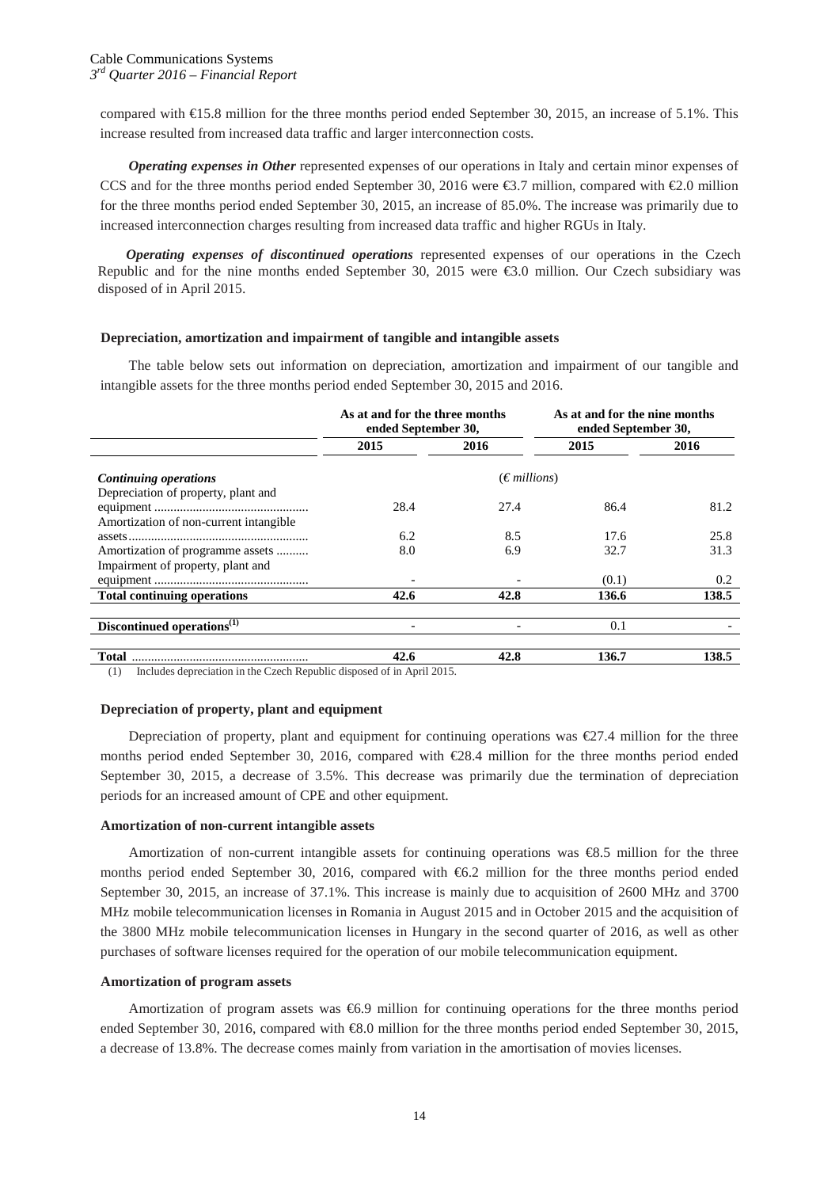compared with €15.8 million for the three months period ended September 30, 2015, an increase of 5.1%. This increase resulted from increased data traffic and larger interconnection costs.

***Operating expenses in Other*** represented expenses of our operations in Italy and certain minor expenses of CCS and for the three months period ended September 30, 2016 were €3.7 million, compared with €2.0 million for the three months period ended September 30, 2015, an increase of 85.0%. The increase was primarily due to increased interconnection charges resulting from increased data traffic and higher RGUs in Italy.

***Operating expenses of discontinued operations*** represented expenses of our operations in the Czech Republic and for the nine months ended September 30, 2015 were €3.0 million. Our Czech subsidiary was disposed of in April 2015.

#### Depreciation, amortization and impairment of tangible and intangible assets

The table below sets out information on depreciation, amortization and impairment of our tangible and intangible assets for the three months period ended September 30, 2015 and 2016.

| | As at and for the three months ended September 30, | | As at and for the nine months ended September 30, | |
|---|---|---|---|---|
| | **2015** | **2016** | **2015** | **2016** |
| ***Continuing operations*** | | (*€ millions*) | | |
| Depreciation of property, plant and equipment | 28.4 | 27.4 | 86.4 | 81.2 |
| Amortization of non-current intangible assets | 6.2 | 8.5 | 17.6 | 25.8 |
| Amortization of programme assets | 8.0 | 6.9 | 32.7 | 31.3 |
| Impairment of property, plant and equipment | - | - | (0.1) | 0.2 |
| **Total continuing operations** | **42.6** | **42.8** | **136.6** | **138.5** |
| **Discontinued operations[(1)]** | - | - | 0.1 | - |
| **Total** | **42.6** | **42.8** | **136.7** | **138.5** |

(1) Includes depreciation in the Czech Republic disposed of in April 2015.

#### Depreciation of property, plant and equipment

Depreciation of property, plant and equipment for continuing operations was €27.4 million for the three months period ended September 30, 2016, compared with €28.4 million for the three months period ended September 30, 2015, a decrease of 3.5%. This decrease was primarily due the termination of depreciation periods for an increased amount of CPE and other equipment.

#### Amortization of non-current intangible assets

Amortization of non-current intangible assets for continuing operations was €8.5 million for the three months period ended September 30, 2016, compared with €6.2 million for the three months period ended September 30, 2015, an increase of 37.1%. This increase is mainly due to acquisition of 2600 MHz and 3700 MHz mobile telecommunication licenses in Romania in August 2015 and in October 2015 and the acquisition of the 3800 MHz mobile telecommunication licenses in Hungary in the second quarter of 2016, as well as other purchases of software licenses required for the operation of our mobile telecommunication equipment.

#### Amortization of program assets

Amortization of program assets was €6.9 million for continuing operations for the three months period ended September 30, 2016, compared with €8.0 million for the three months period ended September 30, 2015, a decrease of 13.8%. The decrease comes mainly from variation in the amortisation of movies licenses.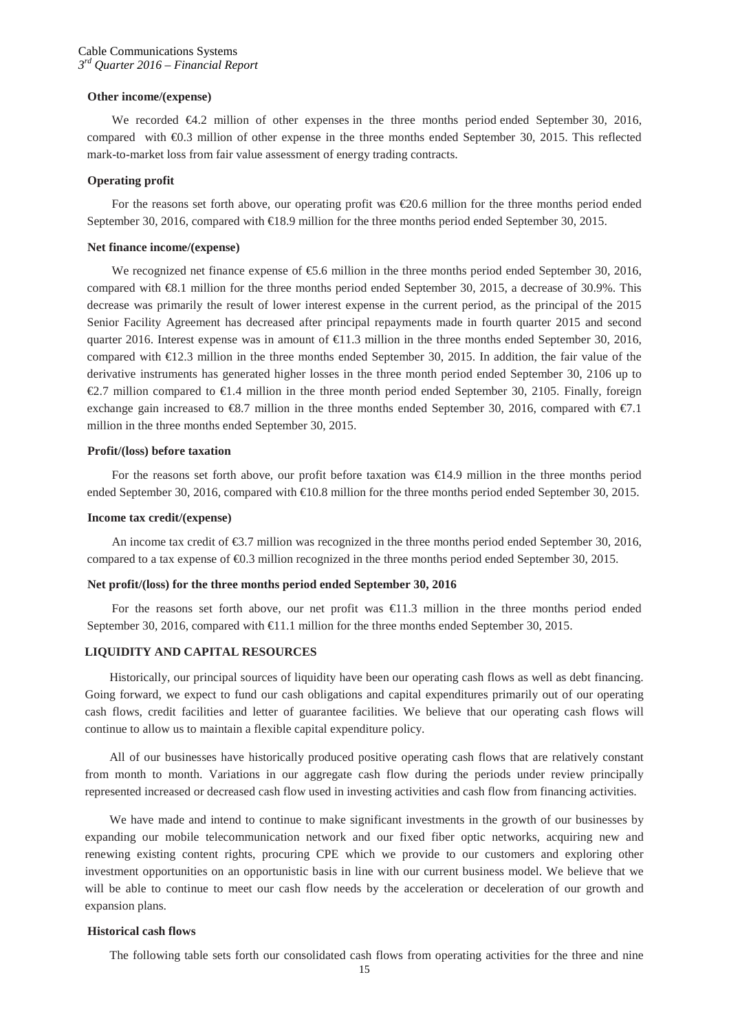**Other income/(expense)**

We recorded €4.2 million of other expenses in the three months period ended September 30, 2016, compared with €0.3 million of other expense in the three months ended September 30, 2015. This reflected mark-to-market loss from fair value assessment of energy trading contracts.

**Operating profit**

For the reasons set forth above, our operating profit was €20.6 million for the three months period ended September 30, 2016, compared with €18.9 million for the three months period ended September 30, 2015.

**Net finance income/(expense)**

We recognized net finance expense of €5.6 million in the three months period ended September 30, 2016, compared with €8.1 million for the three months period ended September 30, 2015, a decrease of 30.9%. This decrease was primarily the result of lower interest expense in the current period, as the principal of the 2015 Senior Facility Agreement has decreased after principal repayments made in fourth quarter 2015 and second quarter 2016. Interest expense was in amount of €11.3 million in the three months ended September 30, 2016, compared with €12.3 million in the three months ended September 30, 2015. In addition, the fair value of the derivative instruments has generated higher losses in the three month period ended September 30, 2106 up to €2.7 million compared to €1.4 million in the three month period ended September 30, 2105. Finally, foreign exchange gain increased to €8.7 million in the three months ended September 30, 2016, compared with €7.1 million in the three months ended September 30, 2015.

**Profit/(loss) before taxation**

For the reasons set forth above, our profit before taxation was €14.9 million in the three months period ended September 30, 2016, compared with €10.8 million for the three months period ended September 30, 2015.

**Income tax credit/(expense)**

An income tax credit of €3.7 million was recognized in the three months period ended September 30, 2016, compared to a tax expense of €0.3 million recognized in the three months period ended September 30, 2015.

**Net profit/(loss) for the three months period ended September 30, 2016**

For the reasons set forth above, our net profit was €11.3 million in the three months period ended September 30, 2016, compared with €11.1 million for the three months ended September 30, 2015.

## LIQUIDITY AND CAPITAL RESOURCES

Historically, our principal sources of liquidity have been our operating cash flows as well as debt financing. Going forward, we expect to fund our cash obligations and capital expenditures primarily out of our operating cash flows, credit facilities and letter of guarantee facilities. We believe that our operating cash flows will continue to allow us to maintain a flexible capital expenditure policy.

All of our businesses have historically produced positive operating cash flows that are relatively constant from month to month. Variations in our aggregate cash flow during the periods under review principally represented increased or decreased cash flow used in investing activities and cash flow from financing activities.

We have made and intend to continue to make significant investments in the growth of our businesses by expanding our mobile telecommunication network and our fixed fiber optic networks, acquiring new and renewing existing content rights, procuring CPE which we provide to our customers and exploring other investment opportunities on an opportunistic basis in line with our current business model. We believe that we will be able to continue to meet our cash flow needs by the acceleration or deceleration of our growth and expansion plans.

**Historical cash flows**

The following table sets forth our consolidated cash flows from operating activities for the three and nine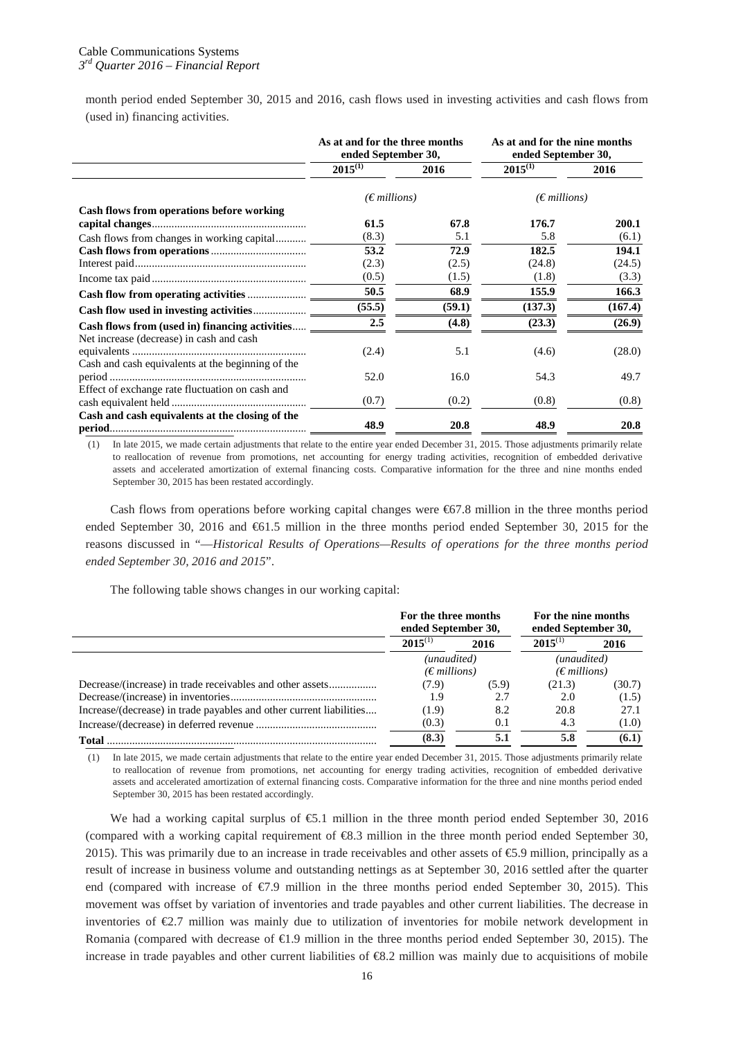month period ended September 30, 2015 and 2016, cash flows used in investing activities and cash flows from (used in) financing activities.

| | As at and for the three months ended September 30, | | As at and for the nine months ended September 30, | |
|---|---|---|---|---|
| | 2015[(1)] | 2016 | 2015[(1)] | 2016 |
| | (€ millions) | | (€ millions) | |
| **Cash flows from operations before working capital changes** | **61.5** | **67.8** | **176.7** | **200.1** |
| Cash flows from changes in working capital | (8.3) | 5.1 | 5.8 | (6.1) |
| **Cash flows from operations** | **53.2** | **72.9** | **182.5** | **194.1** |
| Interest paid | (2.3) | (2.5) | (24.8) | (24.5) |
| Income tax paid | (0.5) | (1.5) | (1.8) | (3.3) |
| **Cash flow from operating activities** | **50.5** | **68.9** | **155.9** | **166.3** |
| **Cash flow used in investing activities** | **(55.5)** | **(59.1)** | **(137.3)** | **(167.4)** |
| **Cash flows from (used in) financing activities** | **2.5** | **(4.8)** | **(23.3)** | **(26.9)** |
| Net increase (decrease) in cash and cash equivalents | (2.4) | 5.1 | (4.6) | (28.0) |
| Cash and cash equivalents at the beginning of the period | 52.0 | 16.0 | 54.3 | 49.7 |
| Effect of exchange rate fluctuation on cash and cash equivalent held | (0.7) | (0.2) | (0.8) | (0.8) |
| **Cash and cash equivalents at the closing of the period** | **48.9** | **20.8** | **48.9** | **20.8** |

(1) In late 2015, we made certain adjustments that relate to the entire year ended December 31, 2015. Those adjustments primarily relate to reallocation of revenue from promotions, net accounting for energy trading activities, recognition of embedded derivative assets and accelerated amortization of external financing costs. Comparative information for the three and nine months ended September 30, 2015 has been restated accordingly.

Cash flows from operations before working capital changes were €67.8 million in the three months period ended September 30, 2016 and €61.5 million in the three months period ended September 30, 2015 for the reasons discussed in "*—Historical Results of Operations—Results of operations for the three months period ended September 30, 2016 and 2015*".

The following table shows changes in our working capital:

| | For the three months ended September 30, | | For the nine months ended September 30, | |
|---|---|---|---|---|
| | 2015[(1)] | 2016 | 2015[(1)] | 2016 |
| | *(unaudited)* (€ millions) | | *(unaudited)* (€ millions) | |
| Decrease/(increase) in trade receivables and other assets | (7.9) | (5.9) | (21.3) | (30.7) |
| Decrease/(increase) in inventories | 1.9 | 2.7 | 2.0 | (1.5) |
| Increase/(decrease) in trade payables and other current liabilities | (1.9) | 8.2 | 20.8 | 27.1 |
| Increase/(decrease) in deferred revenue | (0.3) | 0.1 | 4.3 | (1.0) |
| **Total** | **(8.3)** | **5.1** | **5.8** | **(6.1)** |

(1) In late 2015, we made certain adjustments that relate to the entire year ended December 31, 2015. Those adjustments primarily relate to reallocation of revenue from promotions, net accounting for energy trading activities, recognition of embedded derivative assets and accelerated amortization of external financing costs. Comparative information for the three and nine months period ended September 30, 2015 has been restated accordingly.

We had a working capital surplus of €5.1 million in the three month period ended September 30, 2016 (compared with a working capital requirement of €8.3 million in the three month period ended September 30, 2015). This was primarily due to an increase in trade receivables and other assets of €5.9 million, principally as a result of increase in business volume and outstanding nettings as at September 30, 2016 settled after the quarter end (compared with increase of €7.9 million in the three months period ended September 30, 2015). This movement was offset by variation of inventories and trade payables and other current liabilities. The decrease in inventories of €2.7 million was mainly due to utilization of inventories for mobile network development in Romania (compared with decrease of €1.9 million in the three months period ended September 30, 2015). The increase in trade payables and other current liabilities of €8.2 million was mainly due to acquisitions of mobile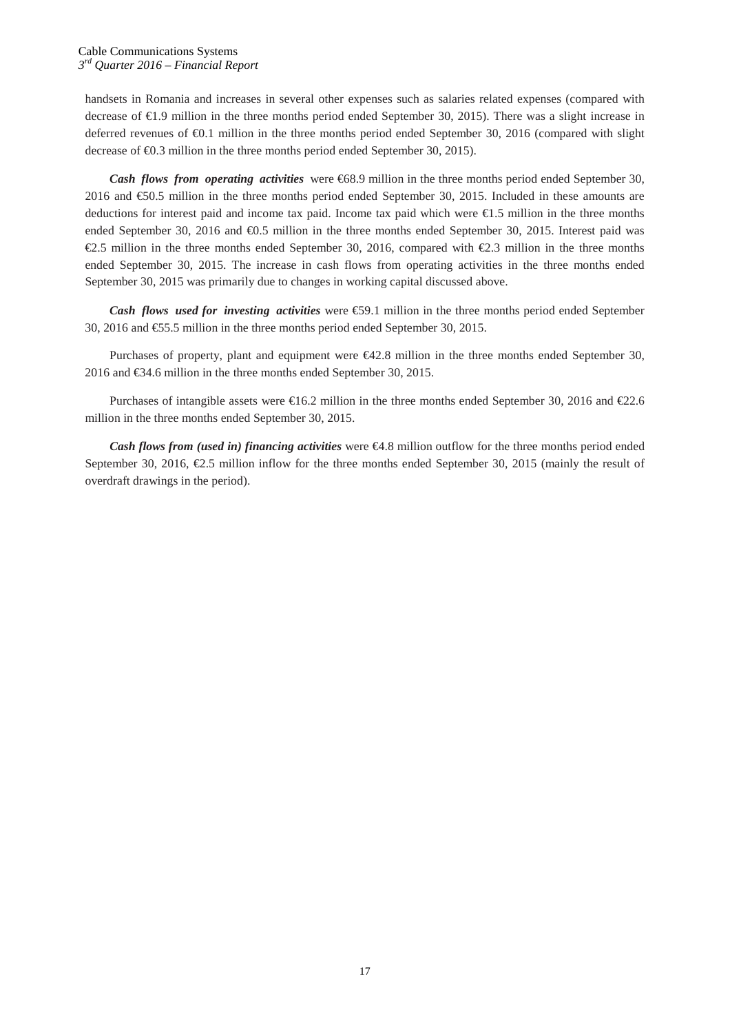handsets in Romania and increases in several other expenses such as salaries related expenses (compared with decrease of €1.9 million in the three months period ended September 30, 2015). There was a slight increase in deferred revenues of €0.1 million in the three months period ended September 30, 2016 (compared with slight decrease of €0.3 million in the three months period ended September 30, 2015).

***Cash flows from operating activities*** were €68.9 million in the three months period ended September 30, 2016 and €50.5 million in the three months period ended September 30, 2015. Included in these amounts are deductions for interest paid and income tax paid. Income tax paid which were €1.5 million in the three months ended September 30, 2016 and €0.5 million in the three months ended September 30, 2015. Interest paid was €2.5 million in the three months ended September 30, 2016, compared with €2.3 million in the three months ended September 30, 2015. The increase in cash flows from operating activities in the three months ended September 30, 2015 was primarily due to changes in working capital discussed above.

***Cash flows used for investing activities*** were €59.1 million in the three months period ended September 30, 2016 and €55.5 million in the three months period ended September 30, 2015.

Purchases of property, plant and equipment were €42.8 million in the three months ended September 30, 2016 and €34.6 million in the three months ended September 30, 2015.

Purchases of intangible assets were €16.2 million in the three months ended September 30, 2016 and €22.6 million in the three months ended September 30, 2015.

***Cash flows from (used in) financing activities*** were €4.8 million outflow for the three months period ended September 30, 2016, €2.5 million inflow for the three months ended September 30, 2015 (mainly the result of overdraft drawings in the period).